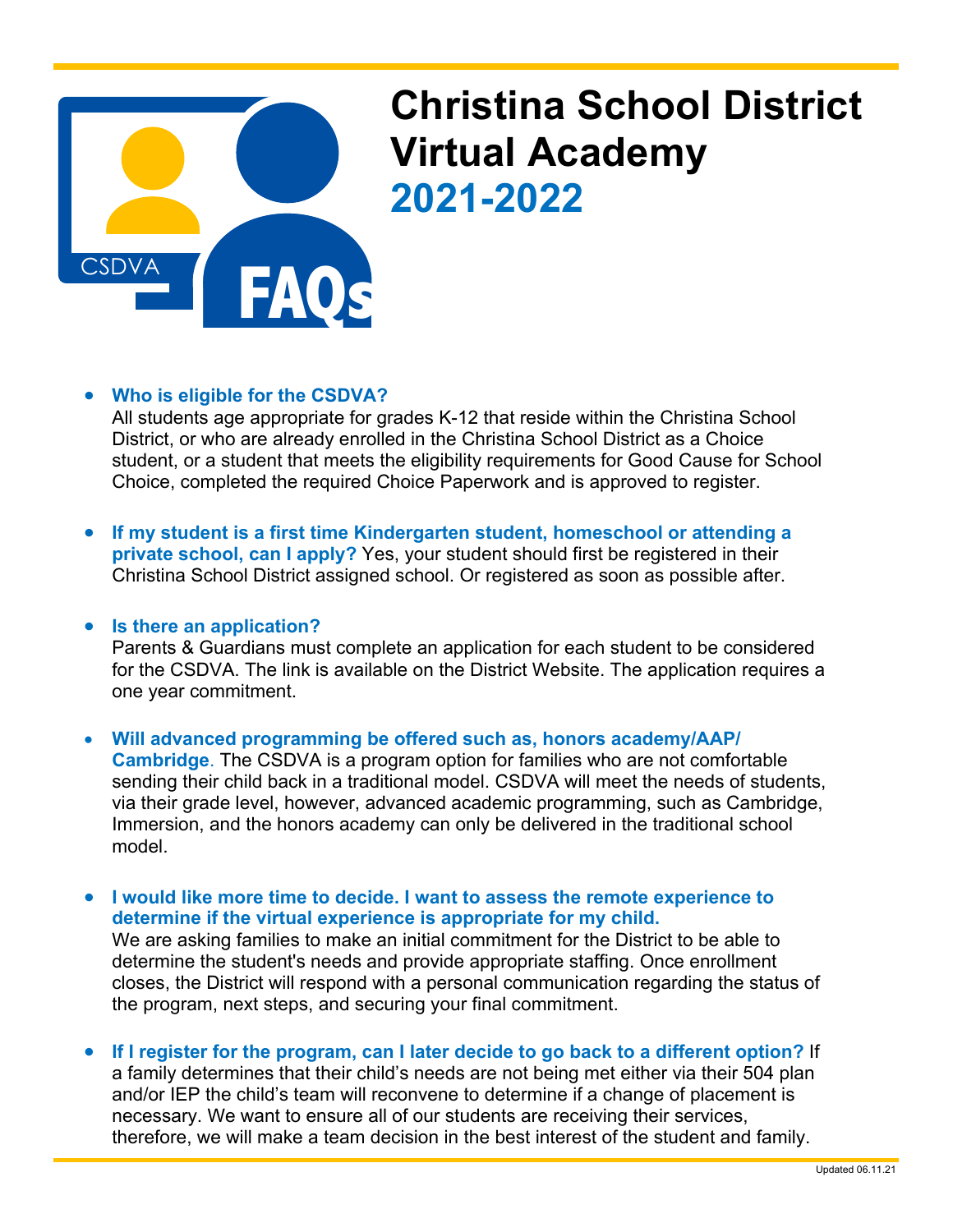# Christina School District Virtual Academy
## 2021-2022

- **Who is eligible for the CSDVA?**
  All students age appropriate for grades K-12 that reside within the Christina School District, or who are already enrolled in the Christina School District as a Choice student, or a student that meets the eligibility requirements for Good Cause for School Choice, completed the required Choice Paperwork and is approved to register.

- **If my student is a first time Kindergarten student, homeschool or attending a private school, can I apply?** Yes, your student should first be registered in their Christina School District assigned school. Or registered as soon as possible after.

- **Is there an application?**
  Parents & Guardians must complete an application for each student to be considered for the CSDVA. The link is available on the District Website. The application requires a one year commitment.

- **Will advanced programming be offered such as, honors academy/AAP/ Cambridge**. The CSDVA is a program option for families who are not comfortable sending their child back in a traditional model. CSDVA will meet the needs of students, via their grade level, however, advanced academic programming, such as Cambridge, Immersion, and the honors academy can only be delivered in the traditional school model.

- **I would like more time to decide. I want to assess the remote experience to determine if the virtual experience is appropriate for my child.**
  We are asking families to make an initial commitment for the District to be able to determine the student's needs and provide appropriate staffing. Once enrollment closes, the District will respond with a personal communication regarding the status of the program, next steps, and securing your final commitment.

- **If I register for the program, can I later decide to go back to a different option?** If a family determines that their child's needs are not being met either via their 504 plan and/or IEP the child's team will reconvene to determine if a change of placement is necessary. We want to ensure all of our students are receiving their services, therefore, we will make a team decision in the best interest of the student and family.

Updated 06.11.21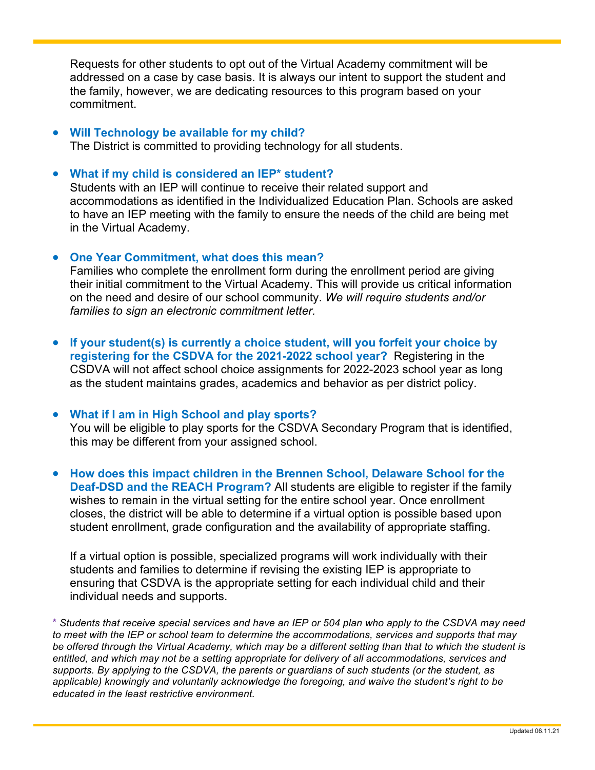Requests for other students to opt out of the Virtual Academy commitment will be addressed on a case by case basis. It is always our intent to support the student and the family, however, we are dedicating resources to this program based on your commitment.

- **Will Technology be available for my child?**
  The District is committed to providing technology for all students.

- **What if my child is considered an IEP* student?**
  Students with an IEP will continue to receive their related support and accommodations as identified in the Individualized Education Plan. Schools are asked to have an IEP meeting with the family to ensure the needs of the child are being met in the Virtual Academy.

- **One Year Commitment, what does this mean?**
  Families who complete the enrollment form during the enrollment period are giving their initial commitment to the Virtual Academy. This will provide us critical information on the need and desire of our school community. *We will require students and/or families to sign an electronic commitment letter.*

- **If your student(s) is currently a choice student, will you forfeit your choice by registering for the CSDVA for the 2021-2022 school year?** Registering in the CSDVA will not affect school choice assignments for 2022-2023 school year as long as the student maintains grades, academics and behavior as per district policy.

- **What if I am in High School and play sports?**
  You will be eligible to play sports for the CSDVA Secondary Program that is identified, this may be different from your assigned school.

- **How does this impact children in the Brennen School, Delaware School for the Deaf-DSD and the REACH Program?** All students are eligible to register if the family wishes to remain in the virtual setting for the entire school year. Once enrollment closes, the district will be able to determine if a virtual option is possible based upon student enrollment, grade configuration and the availability of appropriate staffing.

  If a virtual option is possible, specialized programs will work individually with their students and families to determine if revising the existing IEP is appropriate to ensuring that CSDVA is the appropriate setting for each individual child and their individual needs and supports.

\* *Students that receive special services and have an IEP or 504 plan who apply to the CSDVA may need to meet with the IEP or school team to determine the accommodations, services and supports that may be offered through the Virtual Academy, which may be a different setting than that to which the student is entitled, and which may not be a setting appropriate for delivery of all accommodations, services and supports. By applying to the CSDVA, the parents or guardians of such students (or the student, as applicable) knowingly and voluntarily acknowledge the foregoing, and waive the student's right to be educated in the least restrictive environment.*

Updated 06.11.21